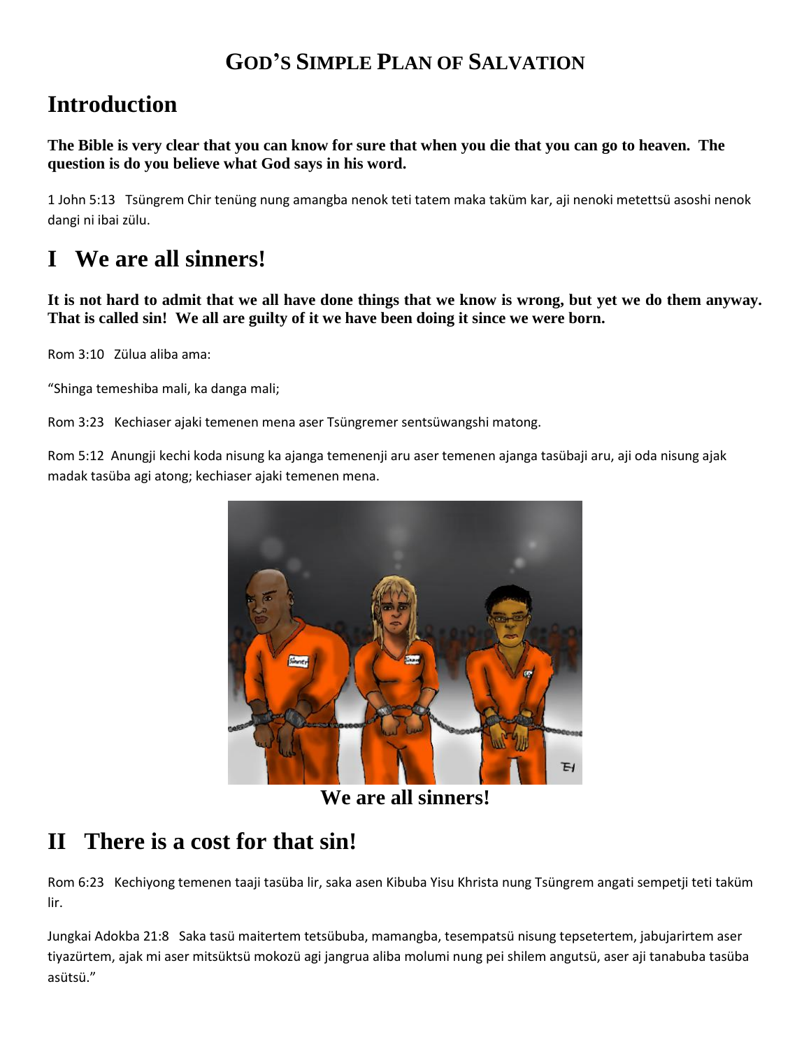# GOD'S SIMPLE PLAN OF SALVATION

## Introduction

**The Bible is very clear that you can know for sure that when you die that you can go to heaven. The question is do you believe what God says in his word.**

1 John 5:13 Tsüngrem Chir tenüng nung amangba nenok teti tatem maka taküm kar, aji nenoki metettsü asoshi nenok dangi ni ibai zülu.

## I We are all sinners!

**It is not hard to admit that we all have done things that we know is wrong, but yet we do them anyway. That is called sin! We all are guilty of it we have been doing it since we were born.**

Rom 3:10 Zülua aliba ama:

"Shinga temeshiba mali, ka danga mali;

Rom 3:23 Kechiaser ajaki temenen mena aser Tsüngremer sentsüwangshi matong.

Rom 5:12 Anungji kechi koda nisung ka ajanga temenenji aru aser temenen ajanga tasübaji aru, aji oda nisung ajak madak tasüba agi atong; kechiaser ajaki temenen mena.

**We are all sinners!**

## II There is a cost for that sin!

Rom 6:23 Kechiyong temenen taaji tasüba lir, saka asen Kibuba Yisu Khrista nung Tsüngrem angati sempetji teti taküm lir.

Jungkai Adokba 21:8 Saka tasü maitertem tetsübuba, mamangba, tesempatsü nisung tepsetertem, jabujarirtem aser tiyazürtem, ajak mi aser mitsüktsü mokozü agi jangrua aliba molumi nung pei shilem angutsü, aser aji tanabuba tasüba asütsü."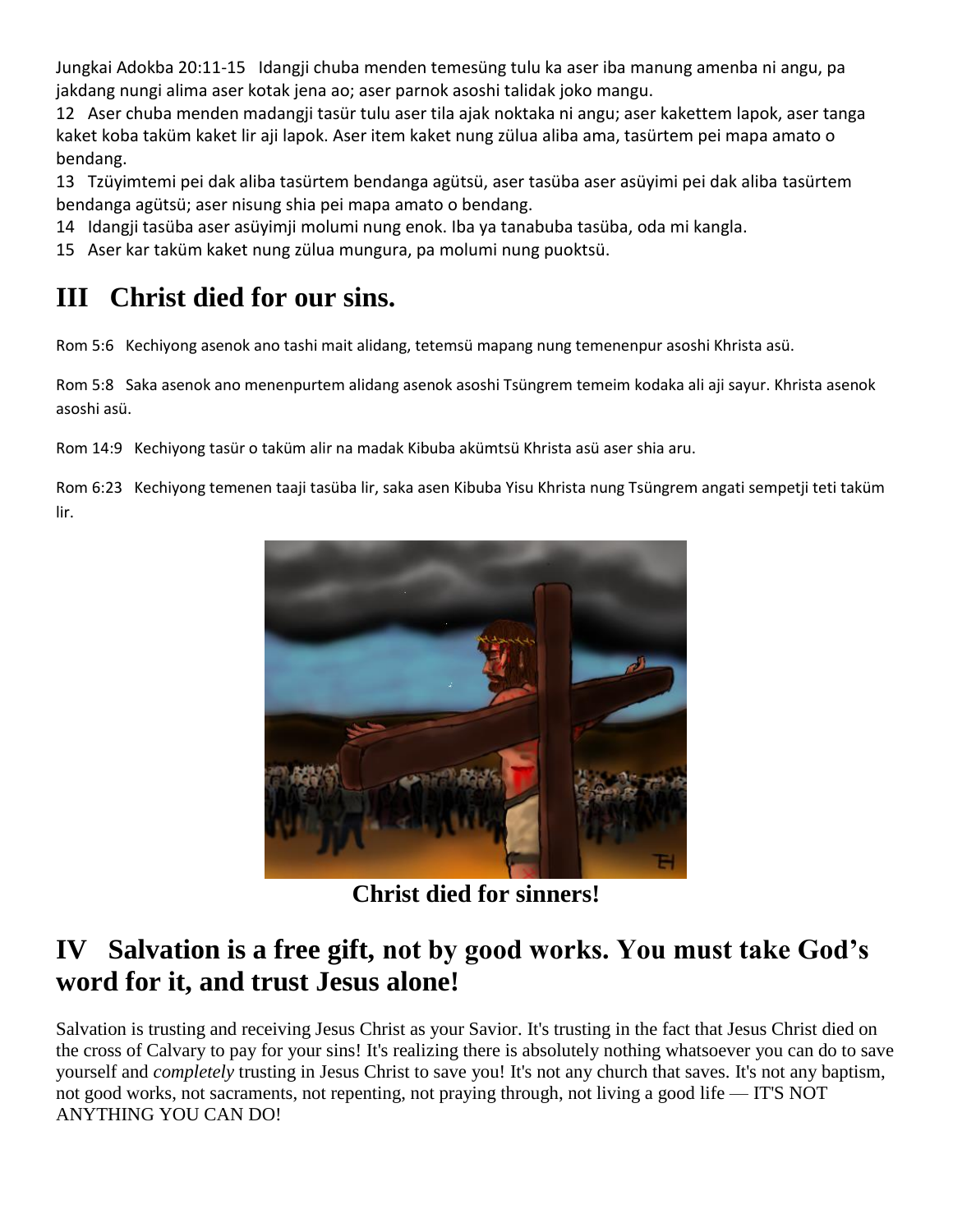Jungkai Adokba 20:11-15 Idangji chuba menden temesüng tulu ka aser iba manung amenba ni angu, pa jakdang nungi alima aser kotak jena ao; aser parnok asoshi talidak joko mangu.

12 Aser chuba menden madangji tasür tulu aser tila ajak noktaka ni angu; aser kakettem lapok, aser tanga kaket koba taküm kaket lir aji lapok. Aser item kaket nung zülua aliba ama, tasürtem pei mapa amato o bendang.

13 Tzüyimtemi pei dak aliba tasürtem bendanga agütsü, aser tasüba aser asüyimi pei dak aliba tasürtem bendanga agütsü; aser nisung shia pei mapa amato o bendang.

14 Idangji tasüba aser asüyimji molumi nung enok. Iba ya tanabuba tasüba, oda mi kangla.

15 Aser kar taküm kaket nung zülua mungura, pa molumi nung puoktsü.

# III Christ died for our sins.

Rom 5:6 Kechiyong asenok ano tashi mait alidang, tetemsü mapang nung temenenpur asoshi Khrista asü.

Rom 5:8 Saka asenok ano menenpurtem alidang asenok asoshi Tsüngrem temeim kodaka ali aji sayur. Khrista asenok asoshi asü.

Rom 14:9 Kechiyong tasür o taküm alir na madak Kibuba akümtsü Khrista asü aser shia aru.

Rom 6:23 Kechiyong temenen taaji tasüba lir, saka asen Kibuba Yisu Khrista nung Tsüngrem angati sempetji teti taküm lir.

**Christ died for sinners!**

# IV Salvation is a free gift, not by good works. You must take God's word for it, and trust Jesus alone!

Salvation is trusting and receiving Jesus Christ as your Savior. It's trusting in the fact that Jesus Christ died on the cross of Calvary to pay for your sins! It's realizing there is absolutely nothing whatsoever you can do to save yourself and *completely* trusting in Jesus Christ to save you! It's not any church that saves. It's not any baptism, not good works, not sacraments, not repenting, not praying through, not living a good life — IT'S NOT ANYTHING YOU CAN DO!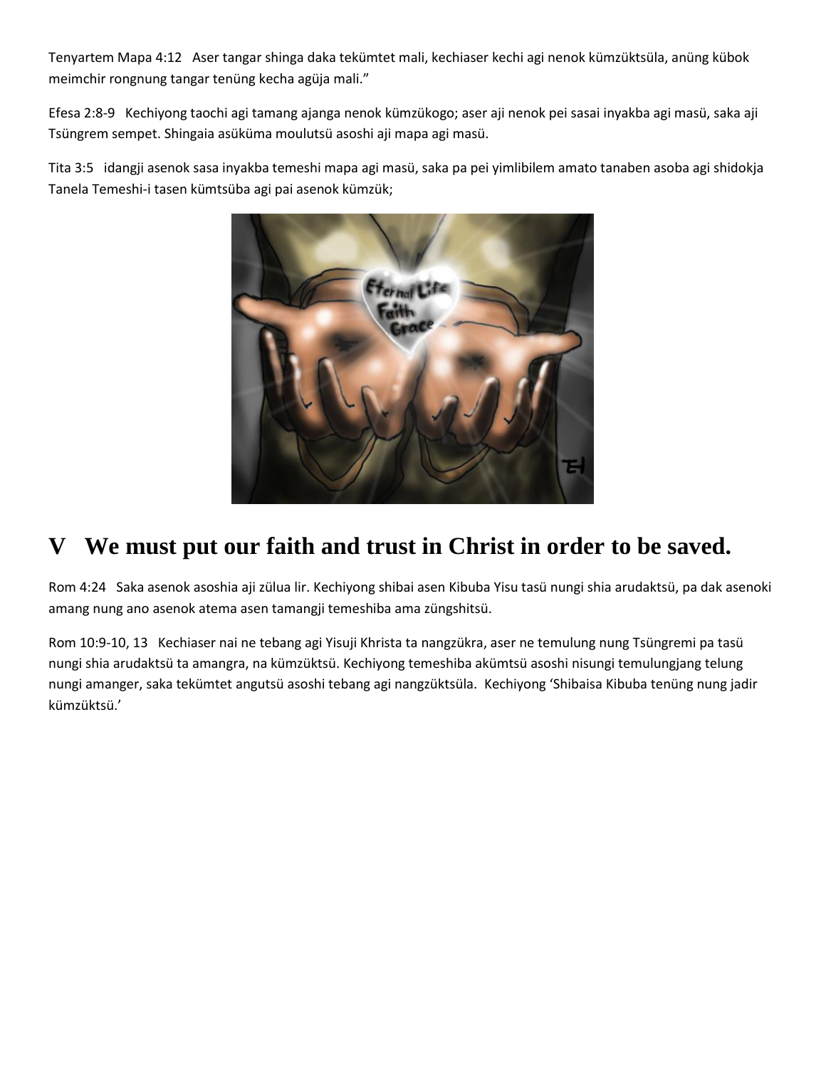Tenyartem Mapa 4:12   Aser tangar shinga daka tekümtet mali, kechiaser kechi agi nenok kümzüktsüla, anüng kübok meimchir rongnung tangar tenüng kecha agüja mali."

Efesa 2:8-9   Kechiyong taochi agi tamang ajanga nenok kümzükogo; aser aji nenok pei sasai inyakba agi masü, saka aji Tsüngrem sempet. Shingaia asüküma moulutsü asoshi aji mapa agi masü.

Tita 3:5   idangji asenok sasa inyakba temeshi mapa agi masü, saka pa pei yimlibilem amato tanaben asoba agi shidokja Tanela Temeshi-i tasen kümtsüba agi pai asenok kümzük;

# V   We must put our faith and trust in Christ in order to be saved.

Rom 4:24   Saka asenok asoshia aji zülua lir. Kechiyong shibai asen Kibuba Yisu tasü nungi shia arudaktsü, pa dak asenoki amang nung ano asenok atema asen tamangji temeshiba ama züngshitsü.

Rom 10:9-10, 13   Kechiaser nai ne tebang agi Yisuji Khrista ta nangzükra, aser ne temulung nung Tsüngremi pa tasü nungi shia arudaktsü ta amangra, na kümzüktsü. Kechiyong temeshiba akümtsü asoshi nisungi temulungjang telung nungi amanger, saka tekümtet angutsü asoshi tebang agi nangzüktsüla.  Kechiyong 'Shibaisa Kibuba tenüng nung jadir kümzüktsü.'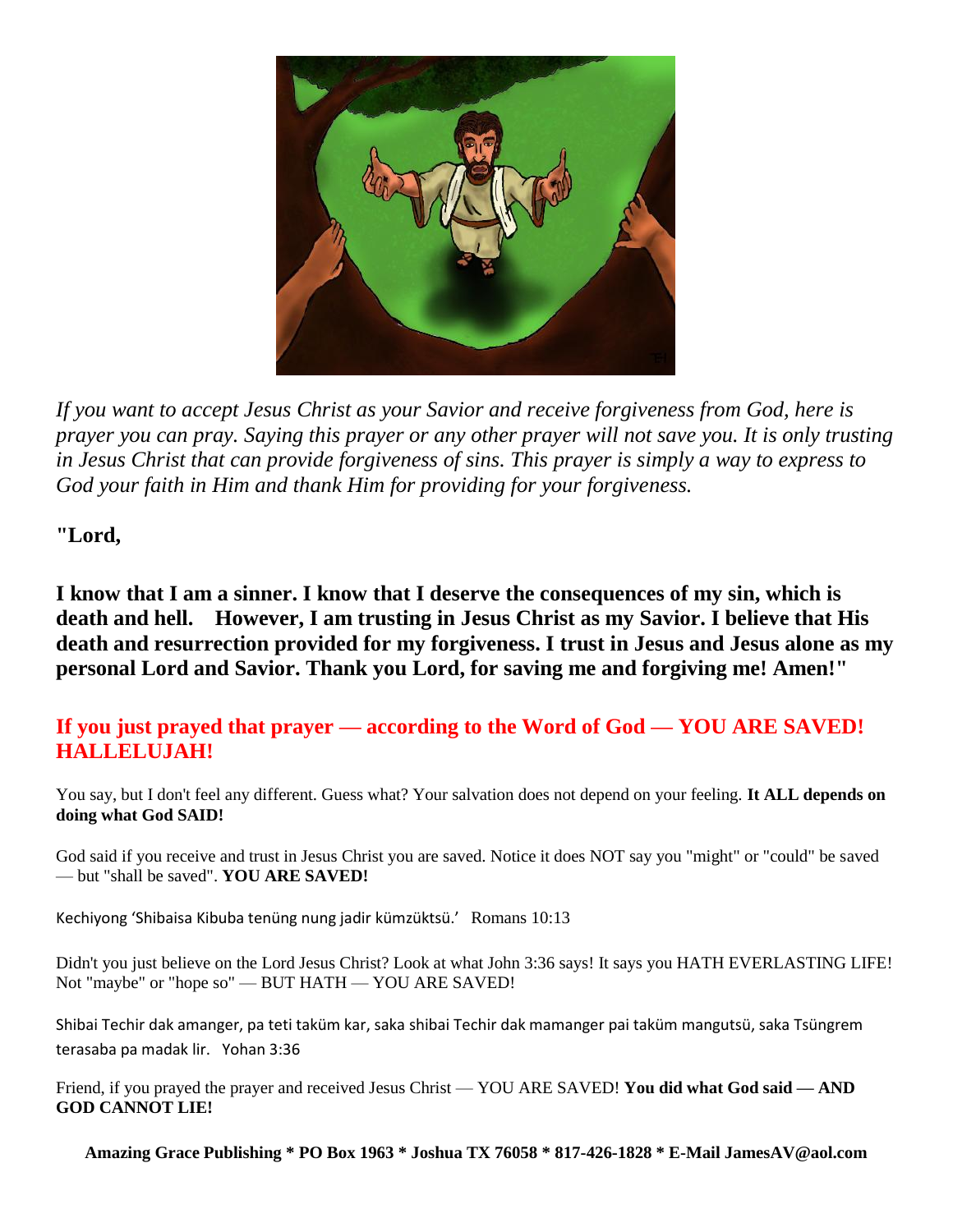*If you want to accept Jesus Christ as your Savior and receive forgiveness from God, here is prayer you can pray. Saying this prayer or any other prayer will not save you. It is only trusting in Jesus Christ that can provide forgiveness of sins. This prayer is simply a way to express to God your faith in Him and thank Him for providing for your forgiveness.*

**"Lord,**

**I know that I am a sinner. I know that I deserve the consequences of my sin, which is death and hell. However, I am trusting in Jesus Christ as my Savior. I believe that His death and resurrection provided for my forgiveness. I trust in Jesus and Jesus alone as my personal Lord and Savior. Thank you Lord, for saving me and forgiving me! Amen!"**

**If you just prayed that prayer — according to the Word of God — YOU ARE SAVED! HALLELUJAH!**

You say, but I don't feel any different. Guess what? Your salvation does not depend on your feeling. **It ALL depends on doing what God SAID!**

God said if you receive and trust in Jesus Christ you are saved. Notice it does NOT say you "might" or "could" be saved — but "shall be saved". **YOU ARE SAVED!**

Kechiyong 'Shibaisa Kibuba tenüng nung jadir kümzüktsü.' Romans 10:13

Didn't you just believe on the Lord Jesus Christ? Look at what John 3:36 says! It says you HATH EVERLASTING LIFE! Not "maybe" or "hope so" — BUT HATH — YOU ARE SAVED!

Shibai Techir dak amanger, pa teti taküm kar, saka shibai Techir dak mamanger pai taküm mangutsü, saka Tsüngrem terasaba pa madak lir. Yohan 3:36

Friend, if you prayed the prayer and received Jesus Christ — YOU ARE SAVED! **You did what God said — AND GOD CANNOT LIE!**

**Amazing Grace Publishing * PO Box 1963 * Joshua TX 76058 * 817-426-1828 * E-Mail JamesAV@aol.com**